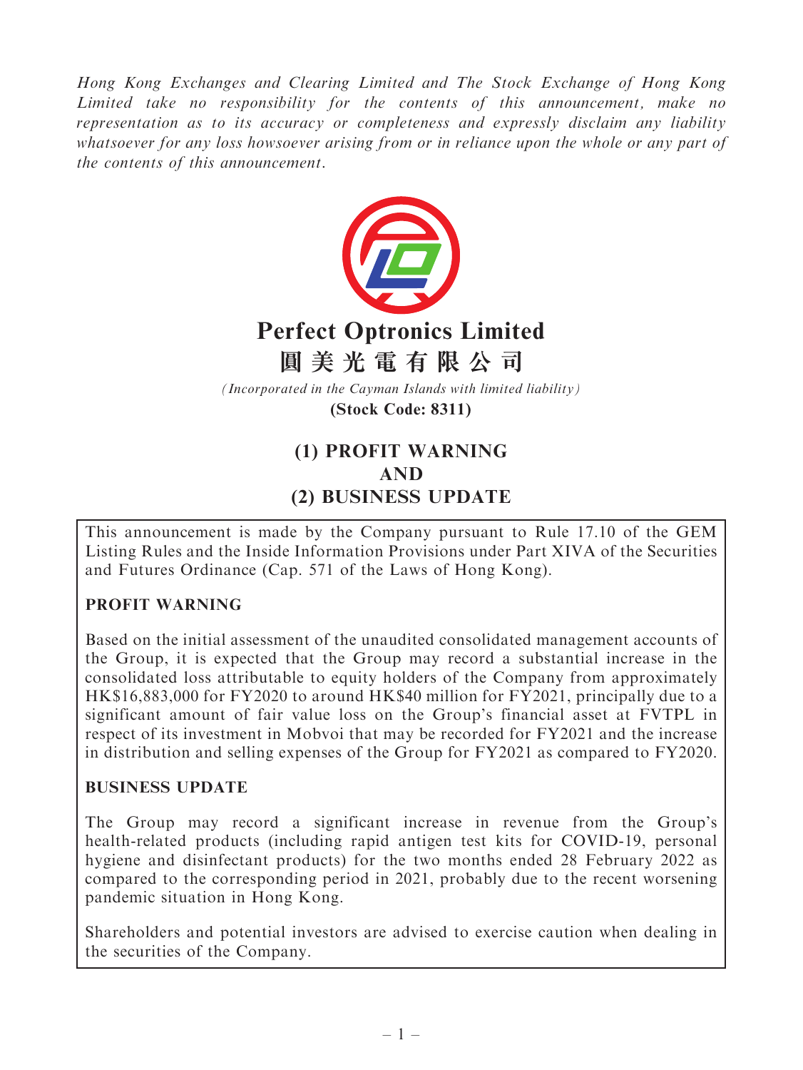*Hong Kong Exchanges and Clearing Limited and The Stock Exchange of Hong Kong Limited take no responsibility for the contents of this announcement, make no representation as to its accuracy or completeness and expressly disclaim any liability whatsoever for any loss howsoever arising from or in reliance upon the whole or any part of the contents of this announcement.*

# Perfect Optronics Limited
# 圓美光電有限公司

*(Incorporated in the Cayman Islands with limited liability)*

**(Stock Code: 8311)**

## (1) PROFIT WARNING AND (2) BUSINESS UPDATE

This announcement is made by the Company pursuant to Rule 17.10 of the GEM Listing Rules and the Inside Information Provisions under Part XIVA of the Securities and Futures Ordinance (Cap. 571 of the Laws of Hong Kong).

**PROFIT WARNING**

Based on the initial assessment of the unaudited consolidated management accounts of the Group, it is expected that the Group may record a substantial increase in the consolidated loss attributable to equity holders of the Company from approximately HK$16,883,000 for FY2020 to around HK$40 million for FY2021, principally due to a significant amount of fair value loss on the Group's financial asset at FVTPL in respect of its investment in Mobvoi that may be recorded for FY2021 and the increase in distribution and selling expenses of the Group for FY2021 as compared to FY2020.

**BUSINESS UPDATE**

The Group may record a significant increase in revenue from the Group's health-related products (including rapid antigen test kits for COVID-19, personal hygiene and disinfectant products) for the two months ended 28 February 2022 as compared to the corresponding period in 2021, probably due to the recent worsening pandemic situation in Hong Kong.

Shareholders and potential investors are advised to exercise caution when dealing in the securities of the Company.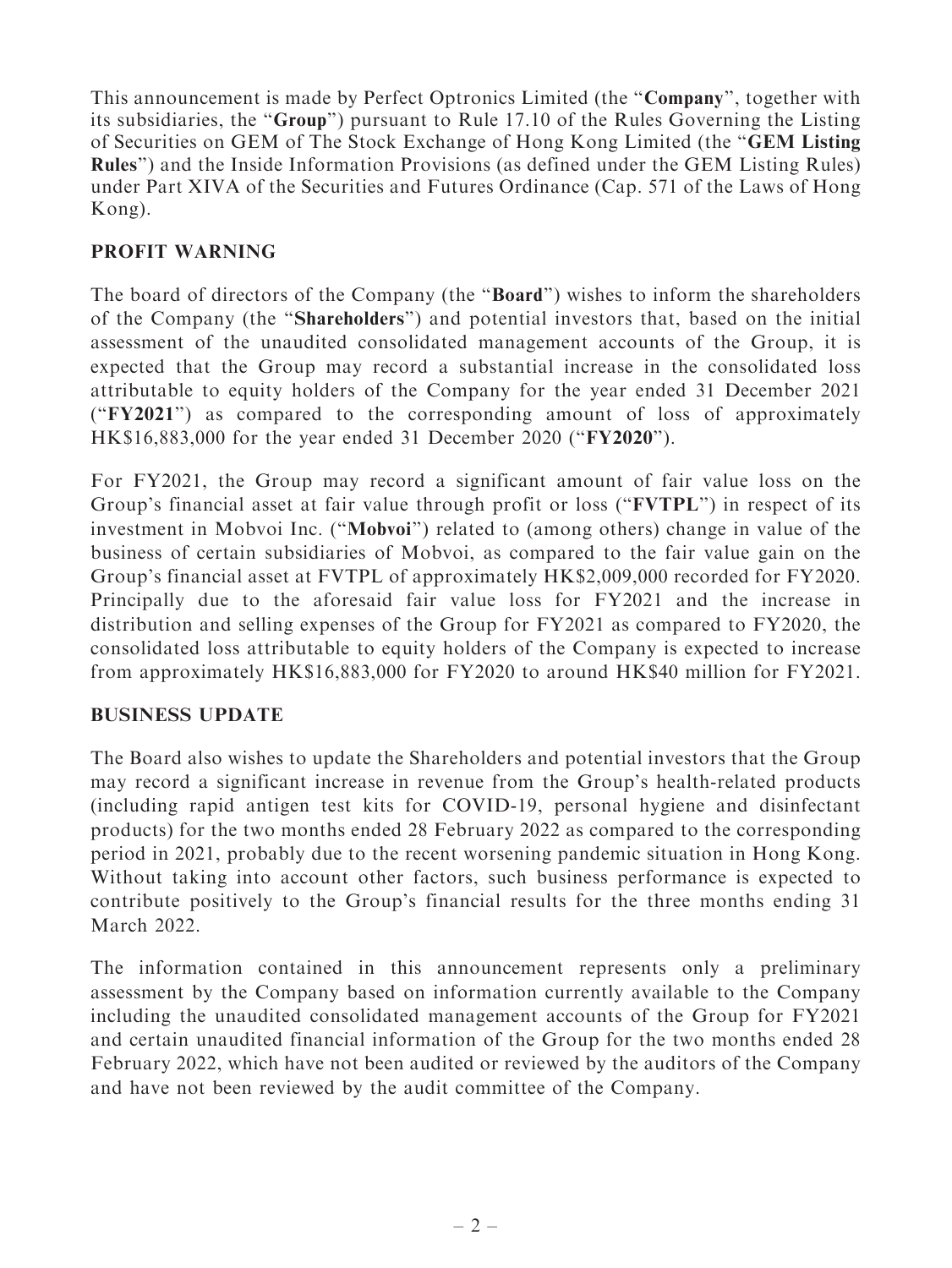This announcement is made by Perfect Optronics Limited (the "**Company**", together with its subsidiaries, the "**Group**") pursuant to Rule 17.10 of the Rules Governing the Listing of Securities on GEM of The Stock Exchange of Hong Kong Limited (the "**GEM Listing Rules**") and the Inside Information Provisions (as defined under the GEM Listing Rules) under Part XIVA of the Securities and Futures Ordinance (Cap. 571 of the Laws of Hong Kong).

## PROFIT WARNING

The board of directors of the Company (the "**Board**") wishes to inform the shareholders of the Company (the "**Shareholders**") and potential investors that, based on the initial assessment of the unaudited consolidated management accounts of the Group, it is expected that the Group may record a substantial increase in the consolidated loss attributable to equity holders of the Company for the year ended 31 December 2021 ("**FY2021**") as compared to the corresponding amount of loss of approximately HK$16,883,000 for the year ended 31 December 2020 ("**FY2020**").

For FY2021, the Group may record a significant amount of fair value loss on the Group's financial asset at fair value through profit or loss ("**FVTPL**") in respect of its investment in Mobvoi Inc. ("**Mobvoi**") related to (among others) change in value of the business of certain subsidiaries of Mobvoi, as compared to the fair value gain on the Group's financial asset at FVTPL of approximately HK$2,009,000 recorded for FY2020. Principally due to the aforesaid fair value loss for FY2021 and the increase in distribution and selling expenses of the Group for FY2021 as compared to FY2020, the consolidated loss attributable to equity holders of the Company is expected to increase from approximately HK$16,883,000 for FY2020 to around HK$40 million for FY2021.

## BUSINESS UPDATE

The Board also wishes to update the Shareholders and potential investors that the Group may record a significant increase in revenue from the Group's health-related products (including rapid antigen test kits for COVID-19, personal hygiene and disinfectant products) for the two months ended 28 February 2022 as compared to the corresponding period in 2021, probably due to the recent worsening pandemic situation in Hong Kong. Without taking into account other factors, such business performance is expected to contribute positively to the Group's financial results for the three months ending 31 March 2022.

The information contained in this announcement represents only a preliminary assessment by the Company based on information currently available to the Company including the unaudited consolidated management accounts of the Group for FY2021 and certain unaudited financial information of the Group for the two months ended 28 February 2022, which have not been audited or reviewed by the auditors of the Company and have not been reviewed by the audit committee of the Company.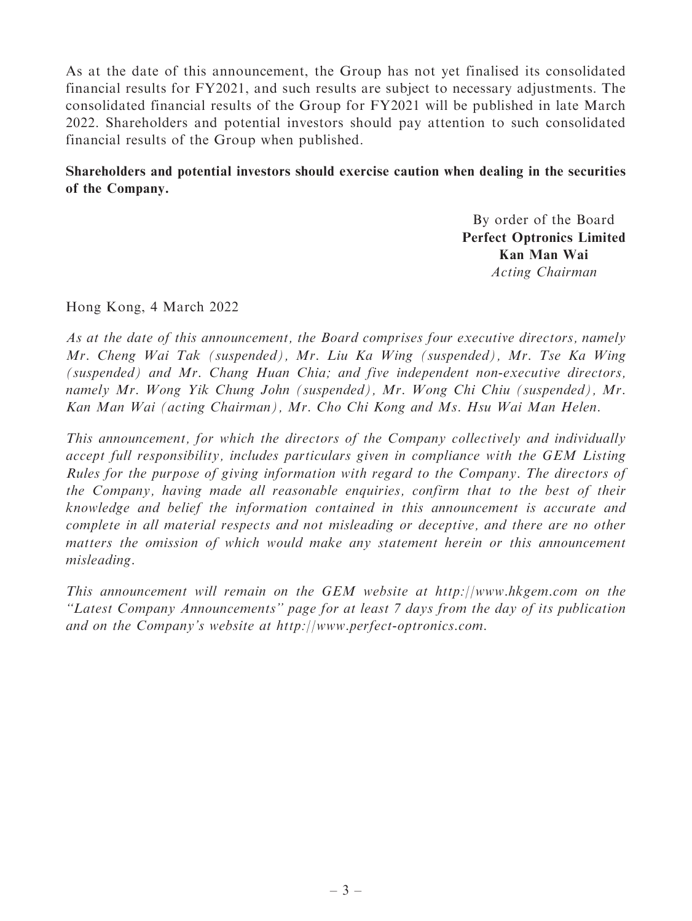As at the date of this announcement, the Group has not yet finalised its consolidated financial results for FY2021, and such results are subject to necessary adjustments. The consolidated financial results of the Group for FY2021 will be published in late March 2022. Shareholders and potential investors should pay attention to such consolidated financial results of the Group when published.

**Shareholders and potential investors should exercise caution when dealing in the securities of the Company.**

By order of the Board
**Perfect Optronics Limited**
**Kan Man Wai**
*Acting Chairman*

Hong Kong, 4 March 2022

*As at the date of this announcement, the Board comprises four executive directors, namely Mr. Cheng Wai Tak (suspended), Mr. Liu Ka Wing (suspended), Mr. Tse Ka Wing (suspended) and Mr. Chang Huan Chia; and five independent non-executive directors, namely Mr. Wong Yik Chung John (suspended), Mr. Wong Chi Chiu (suspended), Mr. Kan Man Wai (acting Chairman), Mr. Cho Chi Kong and Ms. Hsu Wai Man Helen.*

*This announcement, for which the directors of the Company collectively and individually accept full responsibility, includes particulars given in compliance with the GEM Listing Rules for the purpose of giving information with regard to the Company. The directors of the Company, having made all reasonable enquiries, confirm that to the best of their knowledge and belief the information contained in this announcement is accurate and complete in all material respects and not misleading or deceptive, and there are no other matters the omission of which would make any statement herein or this announcement misleading.*

*This announcement will remain on the GEM website at http://www.hkgem.com on the "Latest Company Announcements" page for at least 7 days from the day of its publication and on the Company's website at http://www.perfect-optronics.com.*